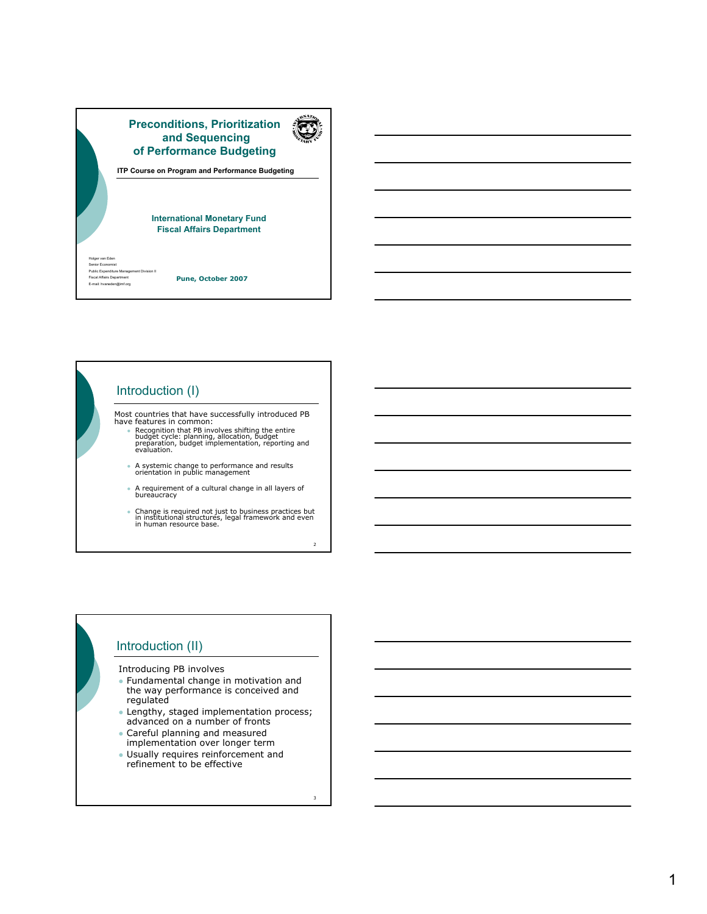# Preconditions, Prioritization and Sequencing of Performance Budgeting

**ITP Course on Program and Performance Budgeting**

**International Monetary Fund**
**Fiscal Affairs Department**

Holger van Eden
Senior Economist
Public Expenditure Management Division II
Fiscal Affairs Department
E-mail: hvaneden@imf.org

**Pune, October 2007**

## Introduction (I)

Most countries that have successfully introduced PB have features in common:

- Recognition that PB involves shifting the entire budget cycle: planning, allocation, budget preparation, budget implementation, reporting and evaluation.
- A systemic change to performance and results orientation in public management
- A requirement of a cultural change in all layers of bureaucracy
- Change is required not just to business practices but in institutional structures, legal framework and even in human resource base.

## Introduction (II)

Introducing PB involves

- Fundamental change in motivation and the way performance is conceived and regulated
- Lengthy, staged implementation process; advanced on a number of fronts
- Careful planning and measured implementation over longer term
- Usually requires reinforcement and refinement to be effective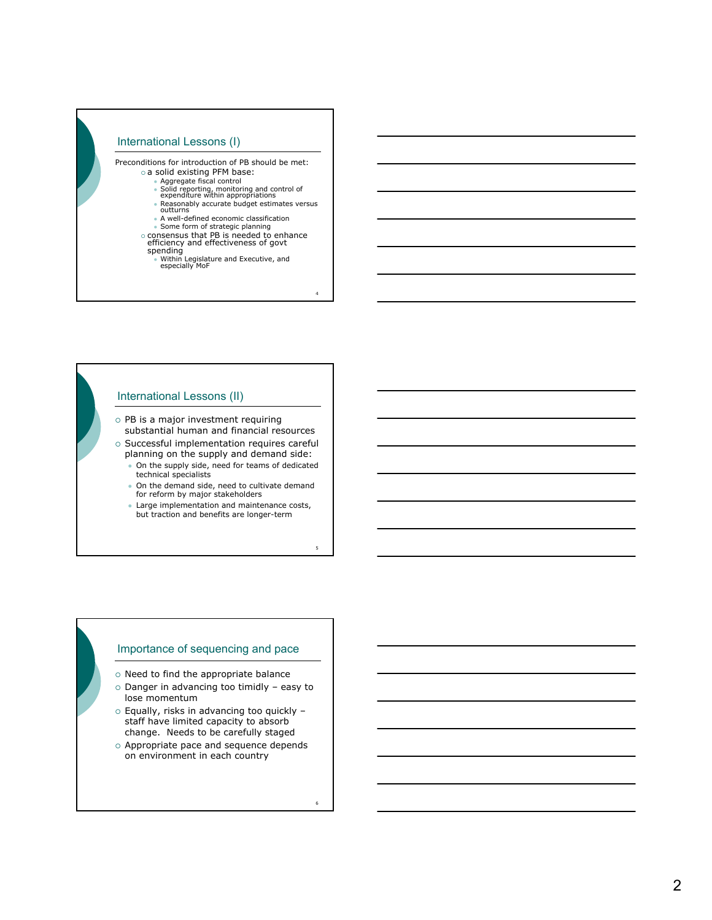## International Lessons (I)

Preconditions for introduction of PB should be met:

- a solid existing PFM base:
  - Aggregate fiscal control
  - Solid reporting, monitoring and control of expenditure within appropriations
  - Reasonably accurate budget estimates versus outturns
  - A well-defined economic classification
  - Some form of strategic planning
- consensus that PB is needed to enhance efficiency and effectiveness of govt spending
  - Within Legislature and Executive, and especially MoF

## International Lessons (II)

- PB is a major investment requiring substantial human and financial resources
- Successful implementation requires careful planning on the supply and demand side:
  - On the supply side, need for teams of dedicated technical specialists
  - On the demand side, need to cultivate demand for reform by major stakeholders
  - Large implementation and maintenance costs, but traction and benefits are longer-term

## Importance of sequencing and pace

- Need to find the appropriate balance
- Danger in advancing too timidly – easy to lose momentum
- Equally, risks in advancing too quickly – staff have limited capacity to absorb change. Needs to be carefully staged
- Appropriate pace and sequence depends on environment in each country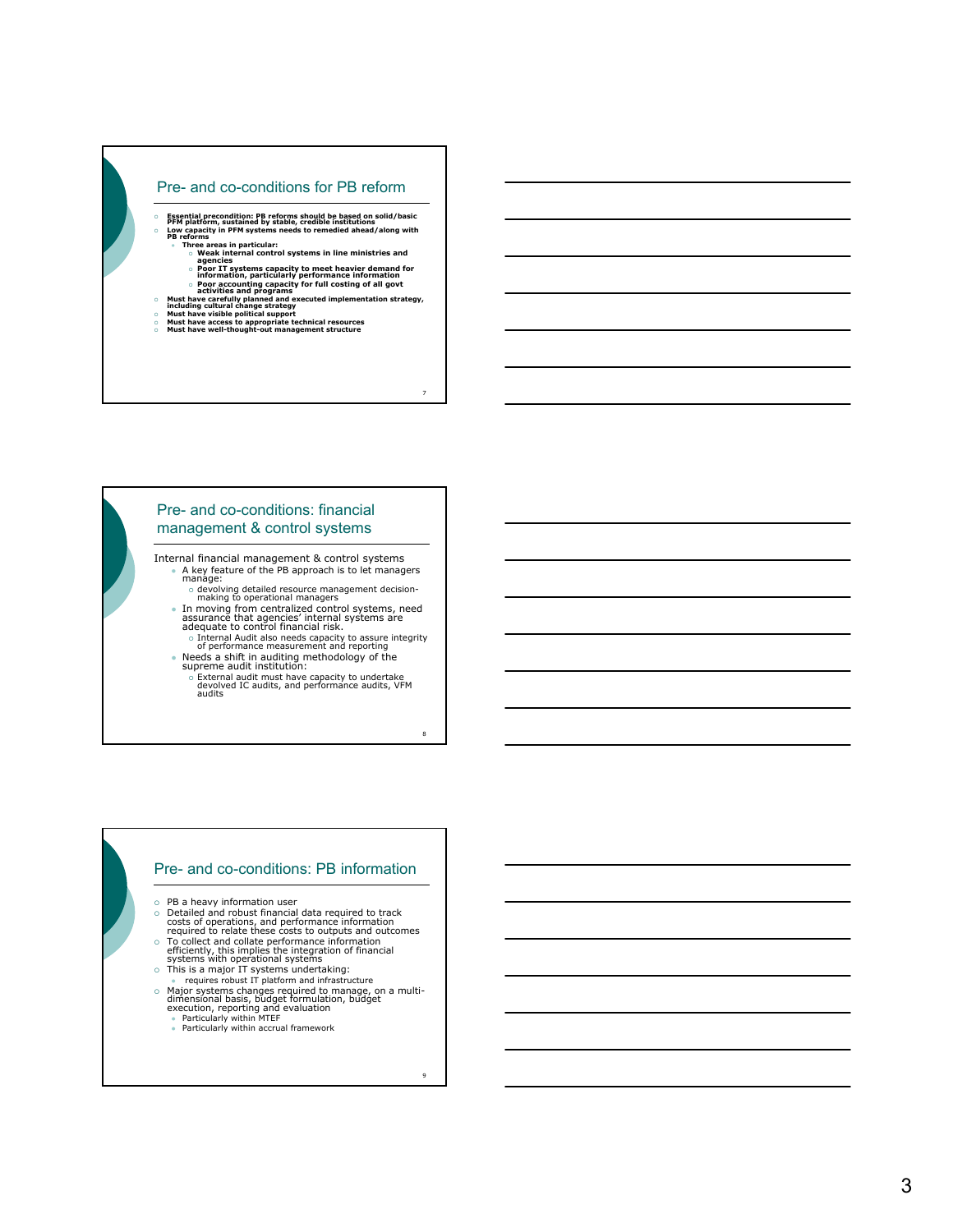## Pre- and co-conditions for PB reform

- **Essential precondition: PB reforms should be based on solid/basic PFM platform, sustained by stable, credible institutions**
- **Low capacity in PFM systems needs to remedied ahead/along with PB reforms**
  - **Three areas in particular:**
    - **Weak internal control systems in line ministries and agencies**
    - **Poor IT systems capacity to meet heavier demand for information, particularly performance information**
    - **Poor accounting capacity for full costing of all govt activities and programs**
- **Must have carefully planned and executed implementation strategy, including cultural change strategy**
- **Must have visible political support**
- **Must have access to appropriate technical resources**
- **Must have well-thought-out management structure**

## Pre- and co-conditions: financial management & control systems

Internal financial management & control systems

- A key feature of the PB approach is to let managers manage:
  - devolving detailed resource management decision-making to operational managers
- In moving from centralized control systems, need assurance that agencies' internal systems are adequate to control financial risk.
  - Internal Audit also needs capacity to assure integrity of performance measurement and reporting
- Needs a shift in auditing methodology of the supreme audit institution:
  - External audit must have capacity to undertake devolved IC audits, and performance audits, VFM audits

## Pre- and co-conditions: PB information

- PB a heavy information user
- Detailed and robust financial data required to track costs of operations, and performance information required to relate these costs to outputs and outcomes
- To collect and collate performance information efficiently, this implies the integration of financial systems with operational systems
- This is a major IT systems undertaking:
  - requires robust IT platform and infrastructure
- Major systems changes required to manage, on a multi-dimensional basis, budget formulation, budget execution, reporting and evaluation
  - Particularly within MTEF
  - Particularly within accrual framework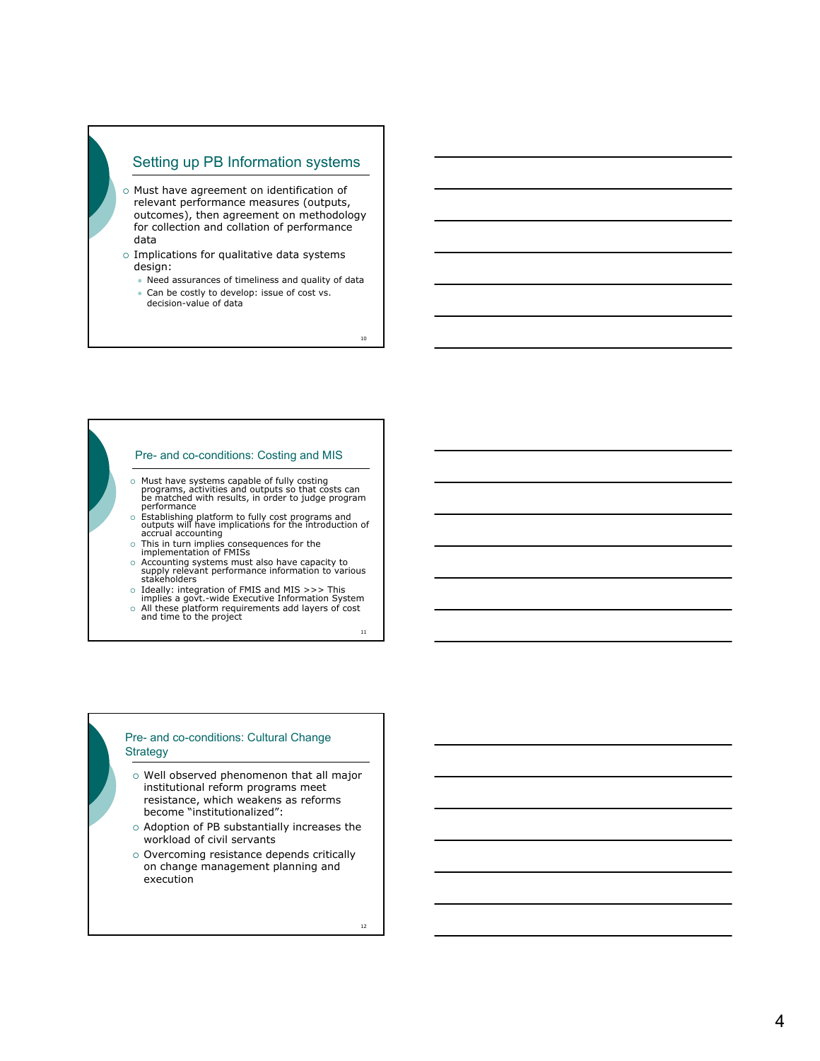## Setting up PB Information systems

- Must have agreement on identification of relevant performance measures (outputs, outcomes), then agreement on methodology for collection and collation of performance data
- Implications for qualitative data systems design:
  - Need assurances of timeliness and quality of data
  - Can be costly to develop: issue of cost vs. decision-value of data

## Pre- and co-conditions: Costing and MIS

- Must have systems capable of fully costing programs, activities and outputs so that costs can be matched with results, in order to judge program performance
- Establishing platform to fully cost programs and outputs will have implications for the introduction of accrual accounting
- This in turn implies consequences for the implementation of FMISs
- Accounting systems must also have capacity to supply relevant performance information to various stakeholders
- Ideally: integration of FMIS and MIS >>> This implies a govt.-wide Executive Information System
- All these platform requirements add layers of cost and time to the project

## Pre- and co-conditions: Cultural Change Strategy

- Well observed phenomenon that all major institutional reform programs meet resistance, which weakens as reforms become "institutionalized":
- Adoption of PB substantially increases the workload of civil servants
- Overcoming resistance depends critically on change management planning and execution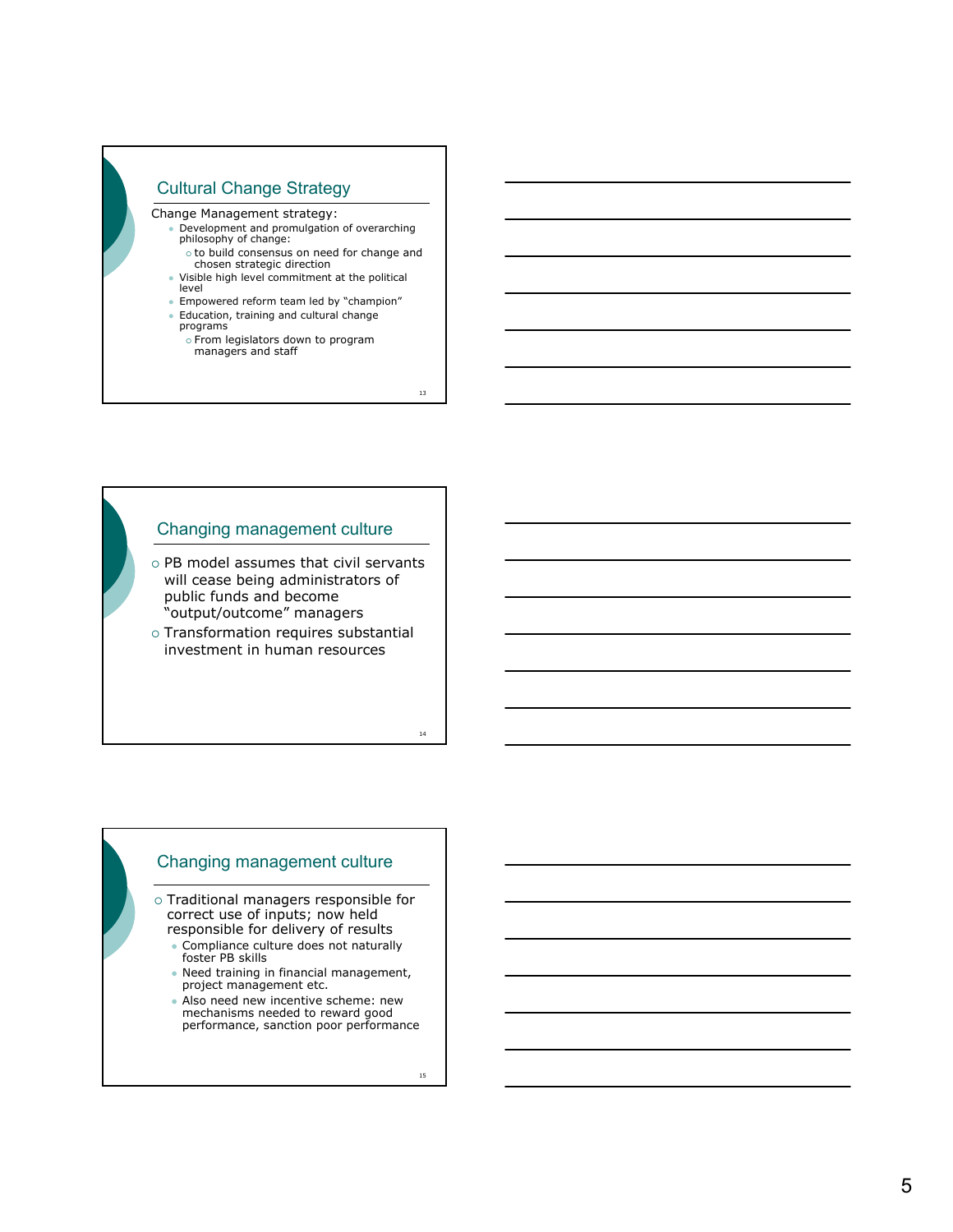## Cultural Change Strategy

Change Management strategy:

- Development and promulgation of overarching philosophy of change:
  - to build consensus on need for change and chosen strategic direction
- Visible high level commitment at the political level
- Empowered reform team led by "champion"
- Education, training and cultural change programs
  - From legislators down to program managers and staff

## Changing management culture

- PB model assumes that civil servants will cease being administrators of public funds and become "output/outcome" managers
- Transformation requires substantial investment in human resources

## Changing management culture

- Traditional managers responsible for correct use of inputs; now held responsible for delivery of results
  - Compliance culture does not naturally foster PB skills
  - Need training in financial management, project management etc.
  - Also need new incentive scheme: new mechanisms needed to reward good performance, sanction poor performance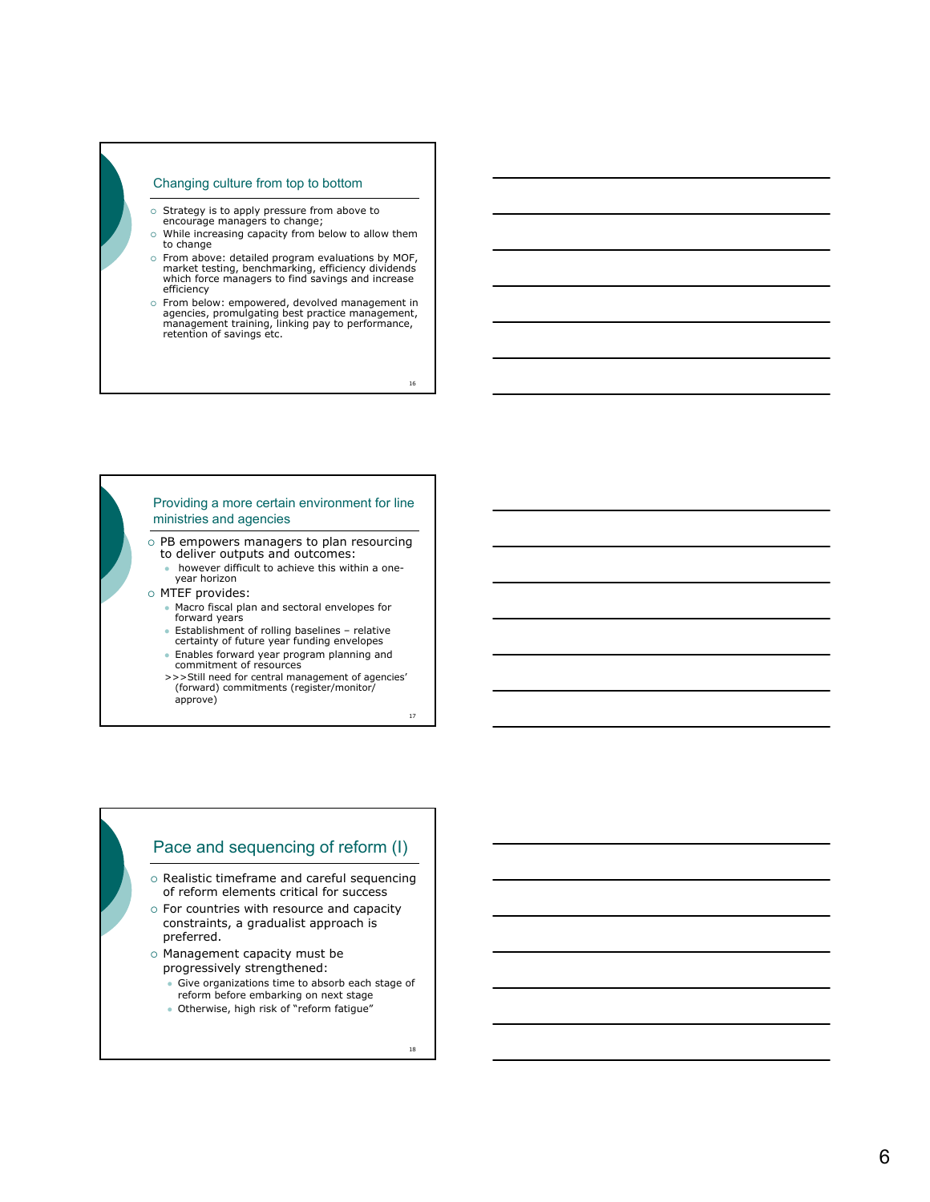## Changing culture from top to bottom

- Strategy is to apply pressure from above to encourage managers to change;
- While increasing capacity from below to allow them to change
- From above: detailed program evaluations by MOF, market testing, benchmarking, efficiency dividends which force managers to find savings and increase efficiency
- From below: empowered, devolved management in agencies, promulgating best practice management, management training, linking pay to performance, retention of savings etc.

## Providing a more certain environment for line ministries and agencies

- PB empowers managers to plan resourcing to deliver outputs and outcomes:
  - however difficult to achieve this within a one-year horizon
- MTEF provides:
  - Macro fiscal plan and sectoral envelopes for forward years
  - Establishment of rolling baselines – relative certainty of future year funding envelopes
  - Enables forward year program planning and commitment of resources
  
  >>>Still need for central management of agencies' (forward) commitments (register/monitor/approve)

## Pace and sequencing of reform (I)

- Realistic timeframe and careful sequencing of reform elements critical for success
- For countries with resource and capacity constraints, a gradualist approach is preferred.
- Management capacity must be progressively strengthened:
  - Give organizations time to absorb each stage of reform before embarking on next stage
  - Otherwise, high risk of "reform fatigue"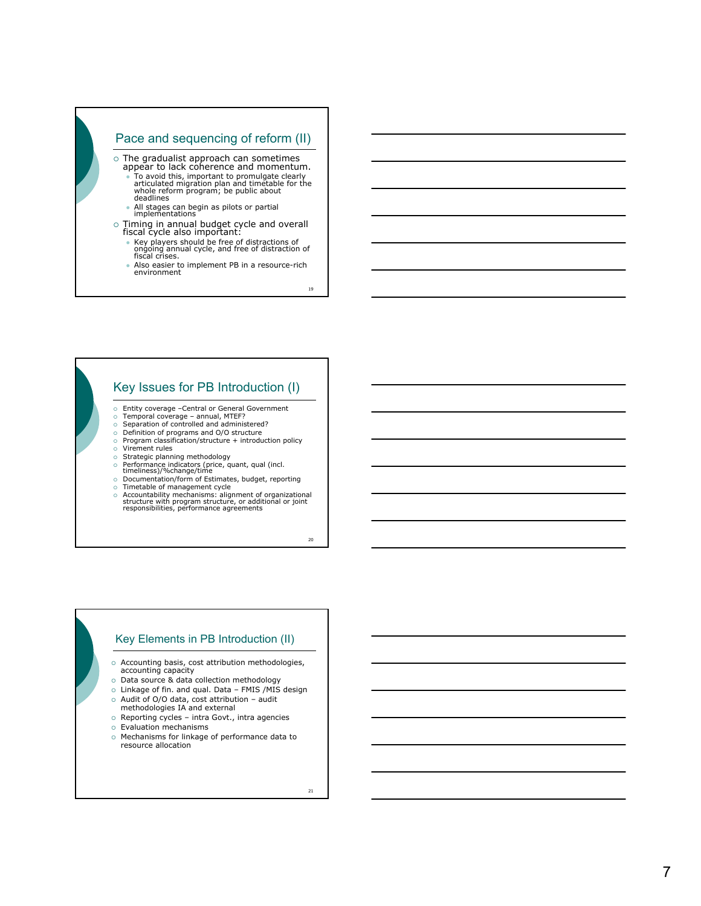## Pace and sequencing of reform (II)

- The gradualist approach can sometimes appear to lack coherence and momentum.
  - To avoid this, important to promulgate clearly articulated migration plan and timetable for the whole reform program; be public about deadlines
  - All stages can begin as pilots or partial implementations
- Timing in annual budget cycle and overall fiscal cycle also important:
  - Key players should be free of distractions of ongoing annual cycle, and free of distraction of fiscal crises.
  - Also easier to implement PB in a resource-rich environment

## Key Issues for PB Introduction (I)

- Entity coverage –Central or General Government
- Temporal coverage – annual, MTEF?
- Separation of controlled and administered?
- Definition of programs and O/O structure
- Program classification/structure + introduction policy
- Virement rules
- Strategic planning methodology
- Performance indicators (price, quant, qual (incl. timeliness)/%change/time
- Documentation/form of Estimates, budget, reporting
- Timetable of management cycle
- Accountability mechanisms: alignment of organizational structure with program structure, or additional or joint responsibilities, performance agreements

## Key Elements in PB Introduction (II)

- Accounting basis, cost attribution methodologies, accounting capacity
- Data source & data collection methodology
- Linkage of fin. and qual. Data – FMIS /MIS design
- Audit of O/O data, cost attribution – audit methodologies IA and external
- Reporting cycles – intra Govt., intra agencies
- Evaluation mechanisms
- Mechanisms for linkage of performance data to resource allocation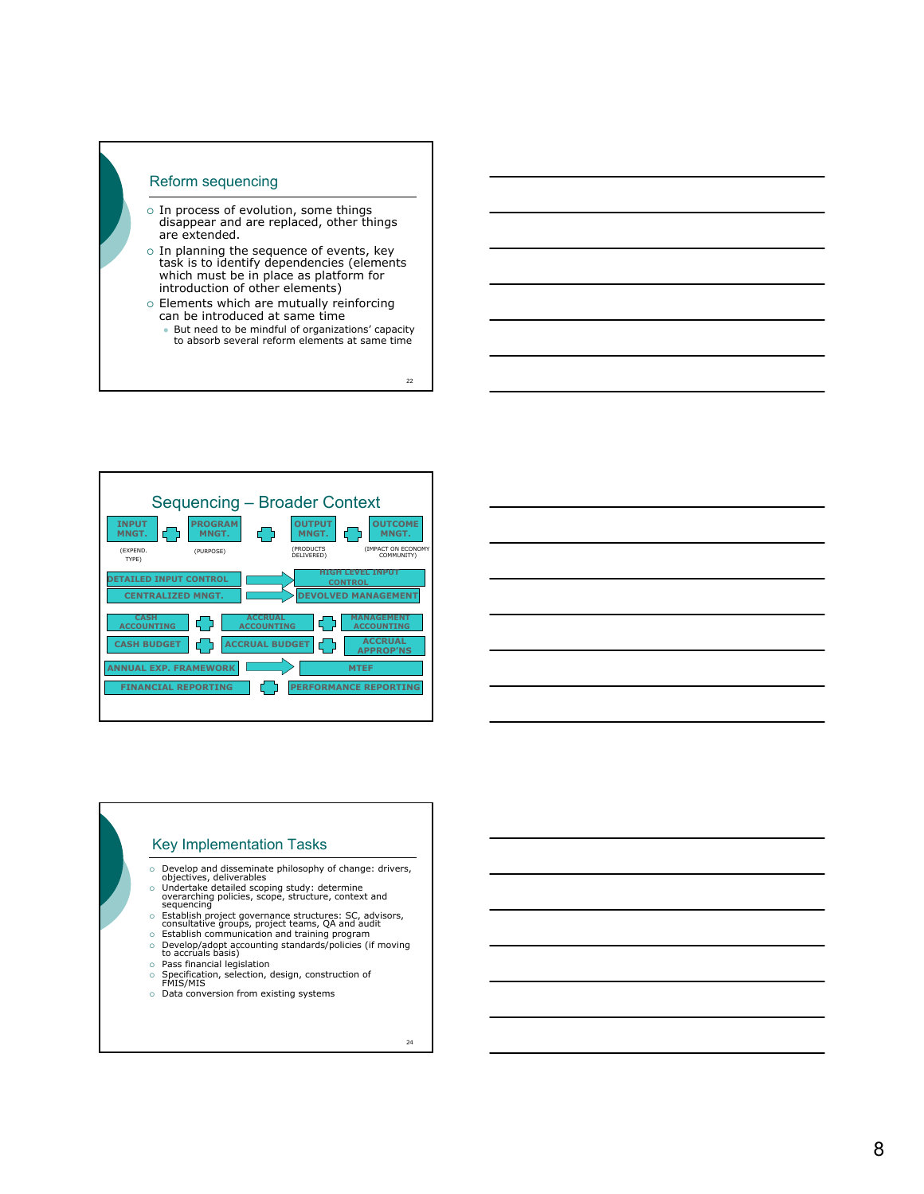## Reform sequencing

- In process of evolution, some things disappear and are replaced, other things are extended.
- In planning the sequence of events, key task is to identify dependencies (elements which must be in place as platform for introduction of other elements)
- Elements which are mutually reinforcing can be introduced at same time
  - But need to be mindful of organizations' capacity to absorb several reform elements at same time

## Sequencing – Broader Context

INPUT MNGT. (EXPEND. TYPE) + PROGRAM MNGT. (PURPOSE) + OUTPUT MNGT. (PRODUCTS DELIVERED) + OUTCOME MNGT. (IMPACT ON ECONOMY COMMUNITY)

DETAILED INPUT CONTROL → HIGH LEVEL INPUT CONTROL

CENTRALIZED MNGT. → DEVOLVED MANAGEMENT

CASH ACCOUNTING + ACCRUAL ACCOUNTING + MANAGEMENT ACCOUNTING

CASH BUDGET + ACCRUAL BUDGET + ACCRUAL APPROP'NS

ANNUAL EXP. FRAMEWORK → MTEF

FINANCIAL REPORTING + PERFORMANCE REPORTING

## Key Implementation Tasks

- Develop and disseminate philosophy of change: drivers, objectives, deliverables
- Undertake detailed scoping study: determine overarching policies, scope, structure, context and sequencing
- Establish project governance structures: SC, advisors, consultative groups, project teams, QA and audit
- Establish communication and training program
- Develop/adopt accounting standards/policies (if moving to accruals basis)
- Pass financial legislation
- Specification, selection, design, construction of FMIS/MIS
- Data conversion from existing systems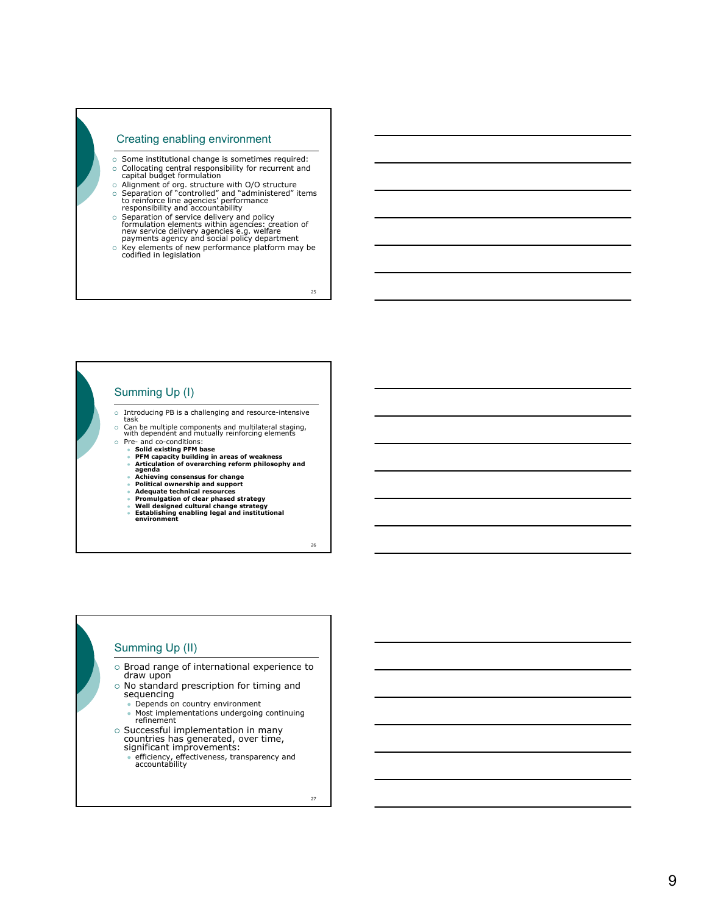## Creating enabling environment

- Some institutional change is sometimes required:
- Collocating central responsibility for recurrent and capital budget formulation
- Alignment of org. structure with O/O structure
- Separation of "controlled" and "administered" items to reinforce line agencies' performance responsibility and accountability
- Separation of service delivery and policy formulation elements within agencies: creation of new service delivery agencies e.g. welfare payments agency and social policy department
- Key elements of new performance platform may be codified in legislation

## Summing Up (I)

- Introducing PB is a challenging and resource-intensive task
- Can be multiple components and multilateral staging, with dependent and mutually reinforcing elements
- Pre- and co-conditions:
  - **Solid existing PFM base**
  - **PFM capacity building in areas of weakness**
  - **Articulation of overarching reform philosophy and agenda**
  - **Achieving consensus for change**
  - **Political ownership and support**
  - **Adequate technical resources**
  - **Promulgation of clear phased strategy**
  - **Well designed cultural change strategy**
  - **Establishing enabling legal and institutional environment**

## Summing Up (II)

- Broad range of international experience to draw upon
- No standard prescription for timing and sequencing
  - Depends on country environment
  - Most implementations undergoing continuing refinement
- Successful implementation in many countries has generated, over time, significant improvements:
  - efficiency, effectiveness, transparency and accountability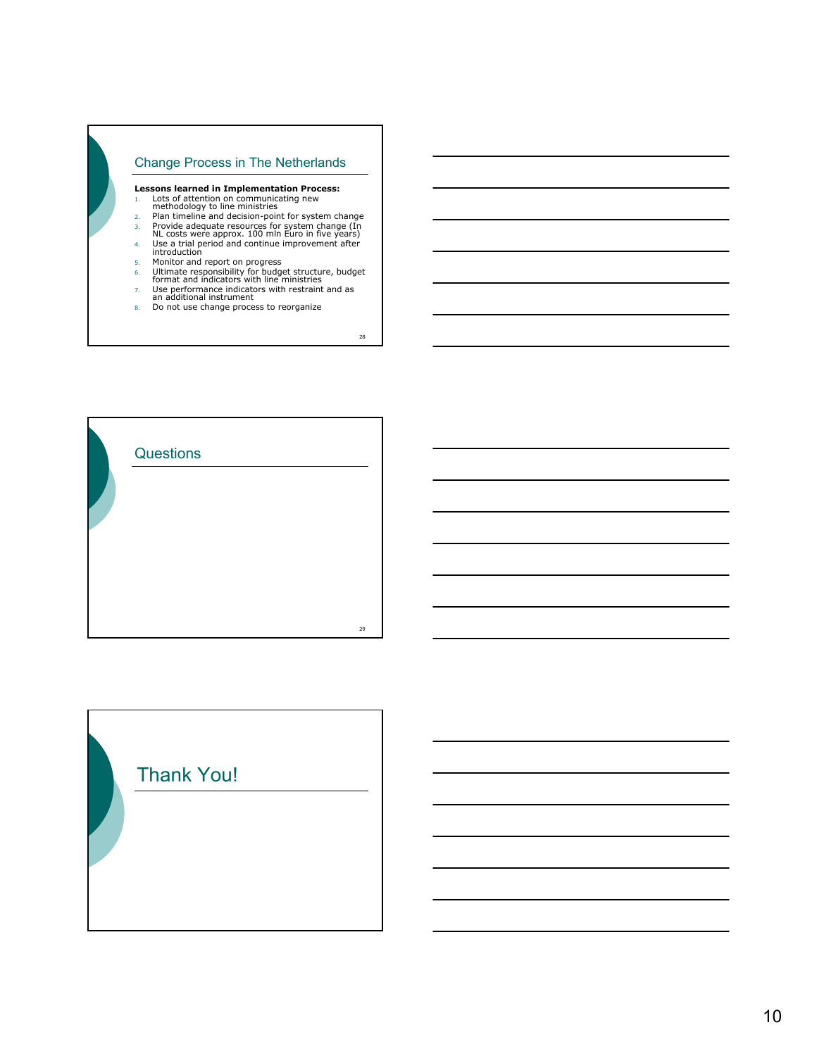## Change Process in The Netherlands

**Lessons learned in Implementation Process:**

1. Lots of attention on communicating new methodology to line ministries
2. Plan timeline and decision-point for system change
3. Provide adequate resources for system change (In NL costs were approx. 100 mln Euro in five years)
4. Use a trial period and continue improvement after introduction
5. Monitor and report on progress
6. Ultimate responsibility for budget structure, budget format and indicators with line ministries
7. Use performance indicators with restraint and as an additional instrument
8. Do not use change process to reorganize

## Questions

## Thank You!